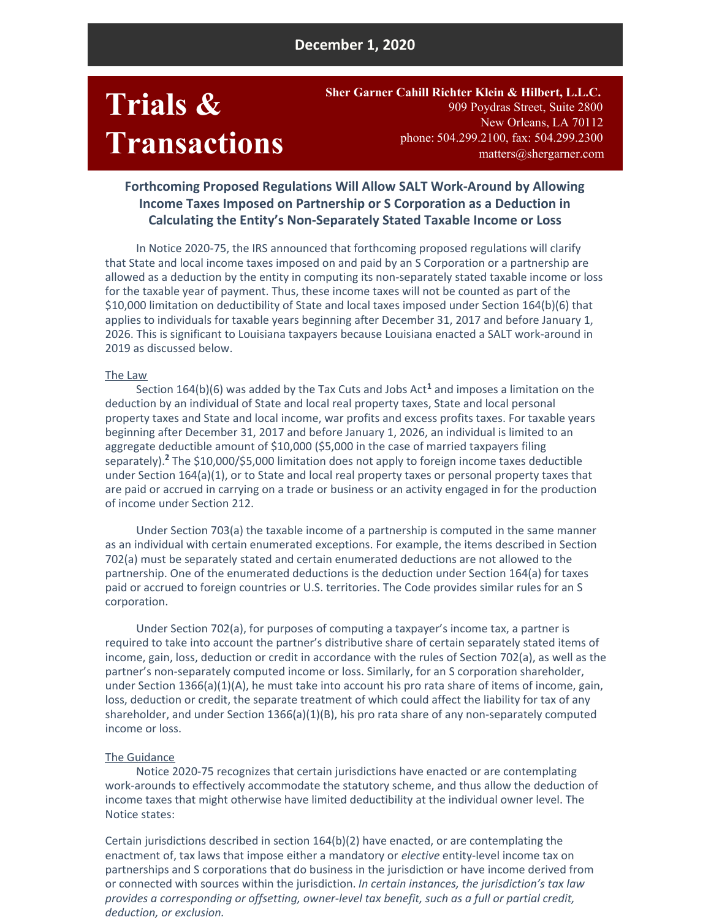**December 1, 2020**

# Trials & Transactions

**Sher Garner Cahill Richter Klein & Hilbert, L.L.C.**
909 Poydras Street, Suite 2800
New Orleans, LA 70112
phone: 504.299.2100, fax: 504.299.2300
matters@shergarner.com

## Forthcoming Proposed Regulations Will Allow SALT Work-Around by Allowing Income Taxes Imposed on Partnership or S Corporation as a Deduction in Calculating the Entity's Non-Separately Stated Taxable Income or Loss

In Notice 2020-75, the IRS announced that forthcoming proposed regulations will clarify that State and local income taxes imposed on and paid by an S Corporation or a partnership are allowed as a deduction by the entity in computing its non-separately stated taxable income or loss for the taxable year of payment. Thus, these income taxes will not be counted as part of the $10,000 limitation on deductibility of State and local taxes imposed under Section 164(b)(6) that applies to individuals for taxable years beginning after December 31, 2017 and before January 1, 2026. This is significant to Louisiana taxpayers because Louisiana enacted a SALT work-around in 2019 as discussed below.

The Law

Section 164(b)(6) was added by the Tax Cuts and Jobs Act[1] and imposes a limitation on the deduction by an individual of State and local real property taxes, State and local personal property taxes and State and local income, war profits and excess profits taxes. For taxable years beginning after December 31, 2017 and before January 1, 2026, an individual is limited to an aggregate deductible amount of $10,000 ($5,000 in the case of married taxpayers filing separately).[2] The $10,000/$5,000 limitation does not apply to foreign income taxes deductible under Section 164(a)(1), or to State and local real property taxes or personal property taxes that are paid or accrued in carrying on a trade or business or an activity engaged in for the production of income under Section 212.

Under Section 703(a) the taxable income of a partnership is computed in the same manner as an individual with certain enumerated exceptions. For example, the items described in Section 702(a) must be separately stated and certain enumerated deductions are not allowed to the partnership. One of the enumerated deductions is the deduction under Section 164(a) for taxes paid or accrued to foreign countries or U.S. territories. The Code provides similar rules for an S corporation.

Under Section 702(a), for purposes of computing a taxpayer's income tax, a partner is required to take into account the partner's distributive share of certain separately stated items of income, gain, loss, deduction or credit in accordance with the rules of Section 702(a), as well as the partner's non-separately computed income or loss. Similarly, for an S corporation shareholder, under Section 1366(a)(1)(A), he must take into account his pro rata share of items of income, gain, loss, deduction or credit, the separate treatment of which could affect the liability for tax of any shareholder, and under Section 1366(a)(1)(B), his pro rata share of any non-separately computed income or loss.

The Guidance

Notice 2020-75 recognizes that certain jurisdictions have enacted or are contemplating work-arounds to effectively accommodate the statutory scheme, and thus allow the deduction of income taxes that might otherwise have limited deductibility at the individual owner level. The Notice states:

Certain jurisdictions described in section 164(b)(2) have enacted, or are contemplating the enactment of, tax laws that impose either a mandatory or *elective* entity-level income tax on partnerships and S corporations that do business in the jurisdiction or have income derived from or connected with sources within the jurisdiction. *In certain instances, the jurisdiction's tax law provides a corresponding or offsetting, owner-level tax benefit, such as a full or partial credit, deduction, or exclusion.*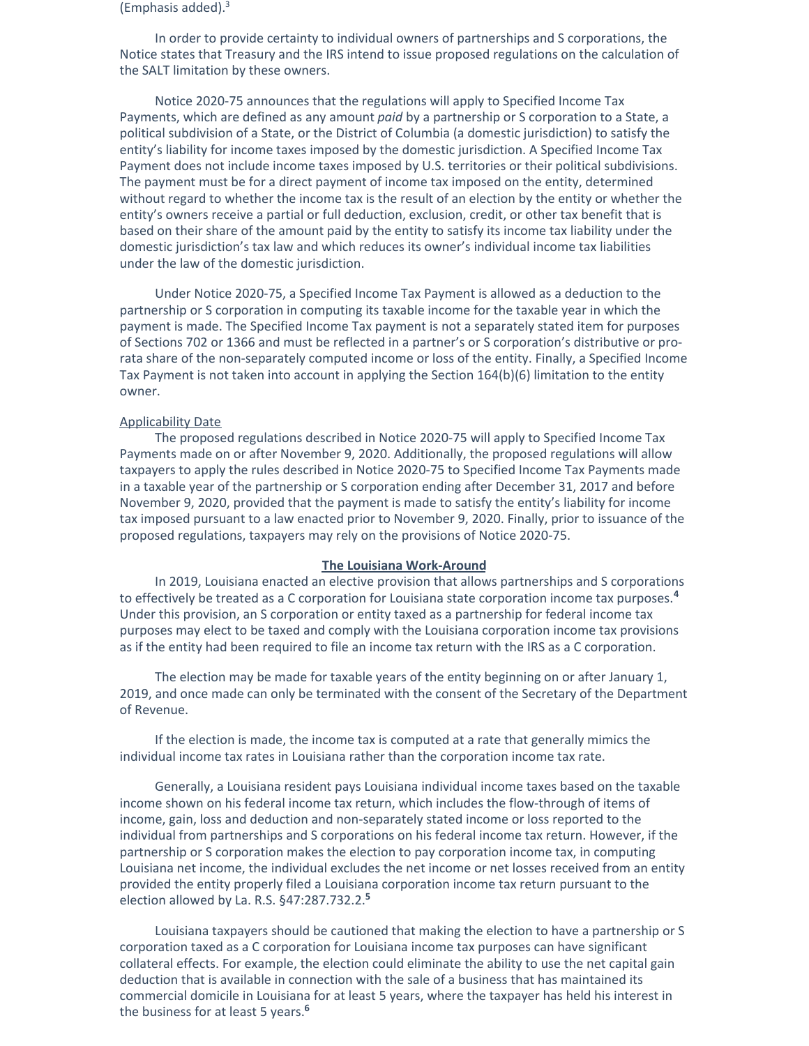(Emphasis added).[3]

In order to provide certainty to individual owners of partnerships and S corporations, the Notice states that Treasury and the IRS intend to issue proposed regulations on the calculation of the SALT limitation by these owners.

Notice 2020-75 announces that the regulations will apply to Specified Income Tax Payments, which are defined as any amount *paid* by a partnership or S corporation to a State, a political subdivision of a State, or the District of Columbia (a domestic jurisdiction) to satisfy the entity's liability for income taxes imposed by the domestic jurisdiction. A Specified Income Tax Payment does not include income taxes imposed by U.S. territories or their political subdivisions. The payment must be for a direct payment of income tax imposed on the entity, determined without regard to whether the income tax is the result of an election by the entity or whether the entity's owners receive a partial or full deduction, exclusion, credit, or other tax benefit that is based on their share of the amount paid by the entity to satisfy its income tax liability under the domestic jurisdiction's tax law and which reduces its owner's individual income tax liabilities under the law of the domestic jurisdiction.

Under Notice 2020-75, a Specified Income Tax Payment is allowed as a deduction to the partnership or S corporation in computing its taxable income for the taxable year in which the payment is made. The Specified Income Tax payment is not a separately stated item for purposes of Sections 702 or 1366 and must be reflected in a partner's or S corporation's distributive or pro-rata share of the non-separately computed income or loss of the entity. Finally, a Specified Income Tax Payment is not taken into account in applying the Section 164(b)(6) limitation to the entity owner.

Applicability Date

The proposed regulations described in Notice 2020-75 will apply to Specified Income Tax Payments made on or after November 9, 2020. Additionally, the proposed regulations will allow taxpayers to apply the rules described in Notice 2020-75 to Specified Income Tax Payments made in a taxable year of the partnership or S corporation ending after December 31, 2017 and before November 9, 2020, provided that the payment is made to satisfy the entity's liability for income tax imposed pursuant to a law enacted prior to November 9, 2020. Finally, prior to issuance of the proposed regulations, taxpayers may rely on the provisions of Notice 2020-75.

## The Louisiana Work-Around

In 2019, Louisiana enacted an elective provision that allows partnerships and S corporations to effectively be treated as a C corporation for Louisiana state corporation income tax purposes.[4] Under this provision, an S corporation or entity taxed as a partnership for federal income tax purposes may elect to be taxed and comply with the Louisiana corporation income tax provisions as if the entity had been required to file an income tax return with the IRS as a C corporation.

The election may be made for taxable years of the entity beginning on or after January 1, 2019, and once made can only be terminated with the consent of the Secretary of the Department of Revenue.

If the election is made, the income tax is computed at a rate that generally mimics the individual income tax rates in Louisiana rather than the corporation income tax rate.

Generally, a Louisiana resident pays Louisiana individual income taxes based on the taxable income shown on his federal income tax return, which includes the flow-through of items of income, gain, loss and deduction and non-separately stated income or loss reported to the individual from partnerships and S corporations on his federal income tax return. However, if the partnership or S corporation makes the election to pay corporation income tax, in computing Louisiana net income, the individual excludes the net income or net losses received from an entity provided the entity properly filed a Louisiana corporation income tax return pursuant to the election allowed by La. R.S. §47:287.732.2.[5]

Louisiana taxpayers should be cautioned that making the election to have a partnership or S corporation taxed as a C corporation for Louisiana income tax purposes can have significant collateral effects. For example, the election could eliminate the ability to use the net capital gain deduction that is available in connection with the sale of a business that has maintained its commercial domicile in Louisiana for at least 5 years, where the taxpayer has held his interest in the business for at least 5 years.[6]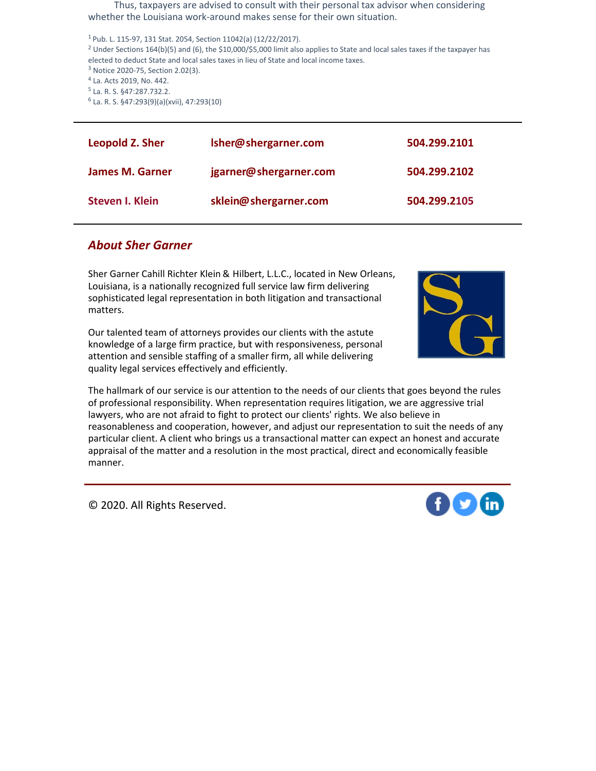Thus, taxpayers are advised to consult with their personal tax advisor when considering whether the Louisiana work-around makes sense for their own situation.

[1] Pub. L. 115-97, 131 Stat. 2054, Section 11042(a) (12/22/2017).
[2] Under Sections 164(b)(5) and (6), the $10,000/$5,000 limit also applies to State and local sales taxes if the taxpayer has elected to deduct State and local sales taxes in lieu of State and local income taxes.
[3] Notice 2020-75, Section 2.02(3).
[4] La. Acts 2019, No. 442.
[5] La. R. S. §47:287.732.2.
[6] La. R. S. §47:293(9)(a)(xvii), 47:293(10)

| | | |
|---|---|---|
| **Leopold Z. Sher** | **lsher@shergarner.com** | **504.299.2101** |
| **James M. Garner** | **jgarner@shergarner.com** | **504.299.2102** |
| **Steven I. Klein** | **sklein@shergarner.com** | **504.299.2105** |

## *About Sher Garner*

Sher Garner Cahill Richter Klein & Hilbert, L.L.C., located in New Orleans, Louisiana, is a nationally recognized full service law firm delivering sophisticated legal representation in both litigation and transactional matters.

Our talented team of attorneys provides our clients with the astute knowledge of a large firm practice, but with responsiveness, personal attention and sensible staffing of a smaller firm, all while delivering quality legal services effectively and efficiently.

The hallmark of our service is our attention to the needs of our clients that goes beyond the rules of professional responsibility. When representation requires litigation, we are aggressive trial lawyers, who are not afraid to fight to protect our clients' rights. We also believe in reasonableness and cooperation, however, and adjust our representation to suit the needs of any particular client. A client who brings us a transactional matter can expect an honest and accurate appraisal of the matter and a resolution in the most practical, direct and economically feasible manner.

© 2020. All Rights Reserved.